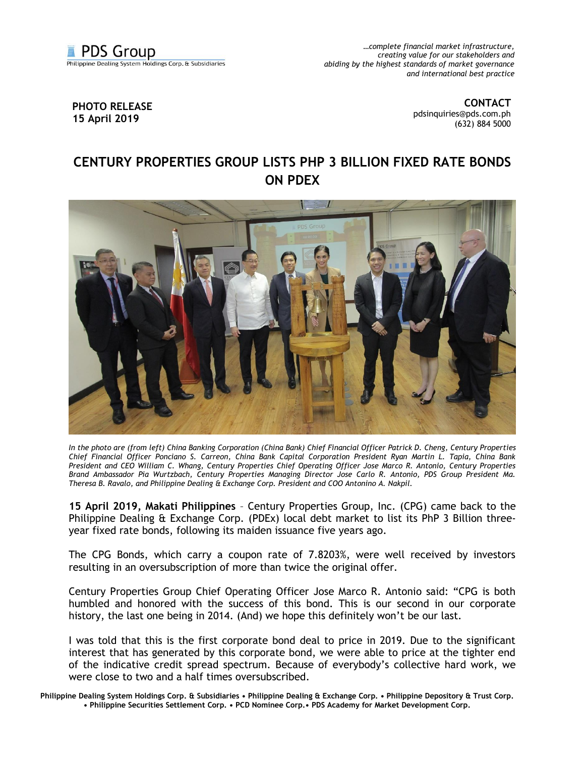PDS Group
Philippine Dealing System Holdings Corp. & Subsidiaries

*…complete financial market infrastructure, creating value for our stakeholders and abiding by the highest standards of market governance and international best practice*

**PHOTO RELEASE**
**15 April 2019**

**CONTACT**
pdsinquiries@pds.com.ph
(632) 884 5000

# CENTURY PROPERTIES GROUP LISTS PHP 3 BILLION FIXED RATE BONDS ON PDEX

*In the photo are (from left) China Banking Corporation (China Bank) Chief Financial Officer Patrick D. Cheng, Century Properties Chief Financial Officer Ponciano S. Carreon, China Bank Capital Corporation President Ryan Martin L. Tapia, China Bank President and CEO William C. Whang, Century Properties Chief Operating Officer Jose Marco R. Antonio, Century Properties Brand Ambassador Pia Wurtzbach, Century Properties Managing Director Jose Carlo R. Antonio, PDS Group President Ma. Theresa B. Ravalo, and Philippine Dealing & Exchange Corp. President and COO Antonino A. Nakpil.*

**15 April 2019, Makati Philippines** – Century Properties Group, Inc. (CPG) came back to the Philippine Dealing & Exchange Corp. (PDEx) local debt market to list its PhP 3 Billion three-year fixed rate bonds, following its maiden issuance five years ago.

The CPG Bonds, which carry a coupon rate of 7.8203%, were well received by investors resulting in an oversubscription of more than twice the original offer.

Century Properties Group Chief Operating Officer Jose Marco R. Antonio said: "CPG is both humbled and honored with the success of this bond. This is our second in our corporate history, the last one being in 2014. (And) we hope this definitely won't be our last.

I was told that this is the first corporate bond deal to price in 2019. Due to the significant interest that has generated by this corporate bond, we were able to price at the tighter end of the indicative credit spread spectrum. Because of everybody's collective hard work, we were close to two and a half times oversubscribed.

**Philippine Dealing System Holdings Corp. & Subsidiaries • Philippine Dealing & Exchange Corp. • Philippine Depository & Trust Corp. • Philippine Securities Settlement Corp. • PCD Nominee Corp.• PDS Academy for Market Development Corp.**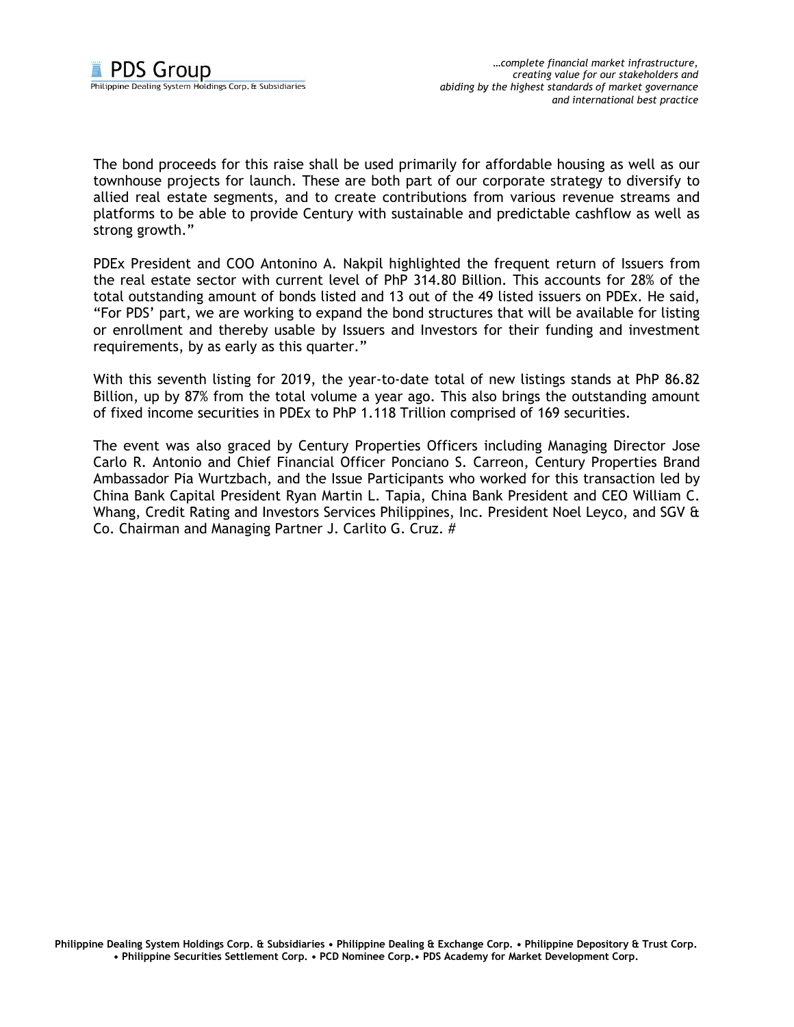The bond proceeds for this raise shall be used primarily for affordable housing as well as our townhouse projects for launch. These are both part of our corporate strategy to diversify to allied real estate segments, and to create contributions from various revenue streams and platforms to be able to provide Century with sustainable and predictable cashflow as well as strong growth."

PDEx President and COO Antonino A. Nakpil highlighted the frequent return of Issuers from the real estate sector with current level of PhP 314.80 Billion. This accounts for 28% of the total outstanding amount of bonds listed and 13 out of the 49 listed issuers on PDEx. He said, "For PDS' part, we are working to expand the bond structures that will be available for listing or enrollment and thereby usable by Issuers and Investors for their funding and investment requirements, by as early as this quarter."

With this seventh listing for 2019, the year-to-date total of new listings stands at PhP 86.82 Billion, up by 87% from the total volume a year ago. This also brings the outstanding amount of fixed income securities in PDEx to PhP 1.118 Trillion comprised of 169 securities.

The event was also graced by Century Properties Officers including Managing Director Jose Carlo R. Antonio and Chief Financial Officer Ponciano S. Carreon, Century Properties Brand Ambassador Pia Wurtzbach, and the Issue Participants who worked for this transaction led by China Bank Capital President Ryan Martin L. Tapia, China Bank President and CEO William C. Whang, Credit Rating and Investors Services Philippines, Inc. President Noel Leyco, and SGV & Co. Chairman and Managing Partner J. Carlito G. Cruz. #